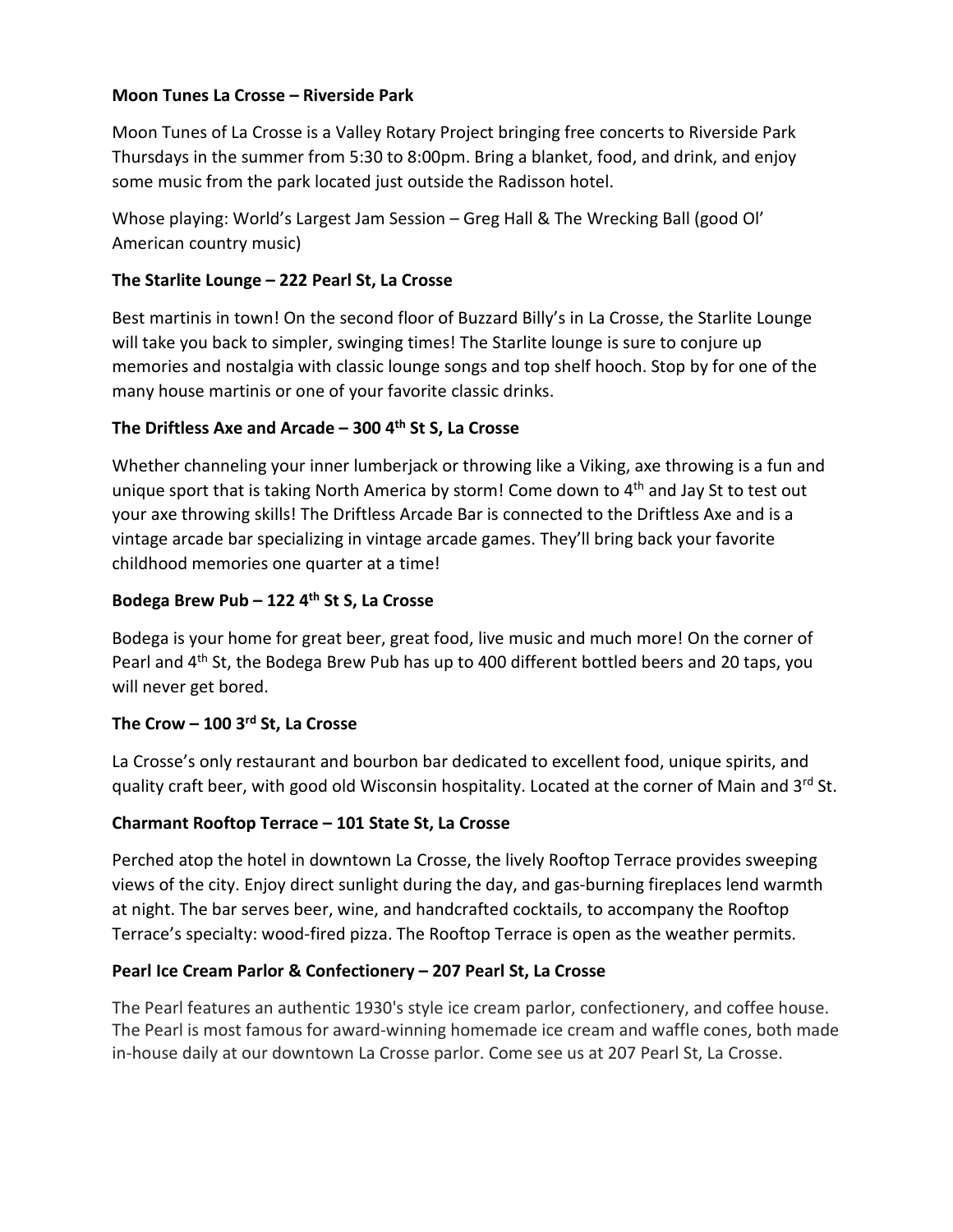**Moon Tunes La Crosse – Riverside Park**

Moon Tunes of La Crosse is a Valley Rotary Project bringing free concerts to Riverside Park Thursdays in the summer from 5:30 to 8:00pm. Bring a blanket, food, and drink, and enjoy some music from the park located just outside the Radisson hotel.

Whose playing: World's Largest Jam Session – Greg Hall & The Wrecking Ball (good Ol' American country music)

**The Starlite Lounge – 222 Pearl St, La Crosse**

Best martinis in town! On the second floor of Buzzard Billy's in La Crosse, the Starlite Lounge will take you back to simpler, swinging times! The Starlite lounge is sure to conjure up memories and nostalgia with classic lounge songs and top shelf hooch. Stop by for one of the many house martinis or one of your favorite classic drinks.

**The Driftless Axe and Arcade – 300 4th St S, La Crosse**

Whether channeling your inner lumberjack or throwing like a Viking, axe throwing is a fun and unique sport that is taking North America by storm! Come down to 4th and Jay St to test out your axe throwing skills! The Driftless Arcade Bar is connected to the Driftless Axe and is a vintage arcade bar specializing in vintage arcade games. They'll bring back your favorite childhood memories one quarter at a time!

**Bodega Brew Pub – 122 4th St S, La Crosse**

Bodega is your home for great beer, great food, live music and much more! On the corner of Pearl and 4th St, the Bodega Brew Pub has up to 400 different bottled beers and 20 taps, you will never get bored.

**The Crow – 100 3rd St, La Crosse**

La Crosse's only restaurant and bourbon bar dedicated to excellent food, unique spirits, and quality craft beer, with good old Wisconsin hospitality. Located at the corner of Main and 3rd St.

**Charmant Rooftop Terrace – 101 State St, La Crosse**

Perched atop the hotel in downtown La Crosse, the lively Rooftop Terrace provides sweeping views of the city. Enjoy direct sunlight during the day, and gas-burning fireplaces lend warmth at night. The bar serves beer, wine, and handcrafted cocktails, to accompany the Rooftop Terrace's specialty: wood-fired pizza. The Rooftop Terrace is open as the weather permits.

**Pearl Ice Cream Parlor & Confectionery – 207 Pearl St, La Crosse**

The Pearl features an authentic 1930's style ice cream parlor, confectionery, and coffee house. The Pearl is most famous for award-winning homemade ice cream and waffle cones, both made in-house daily at our downtown La Crosse parlor. Come see us at 207 Pearl St, La Crosse.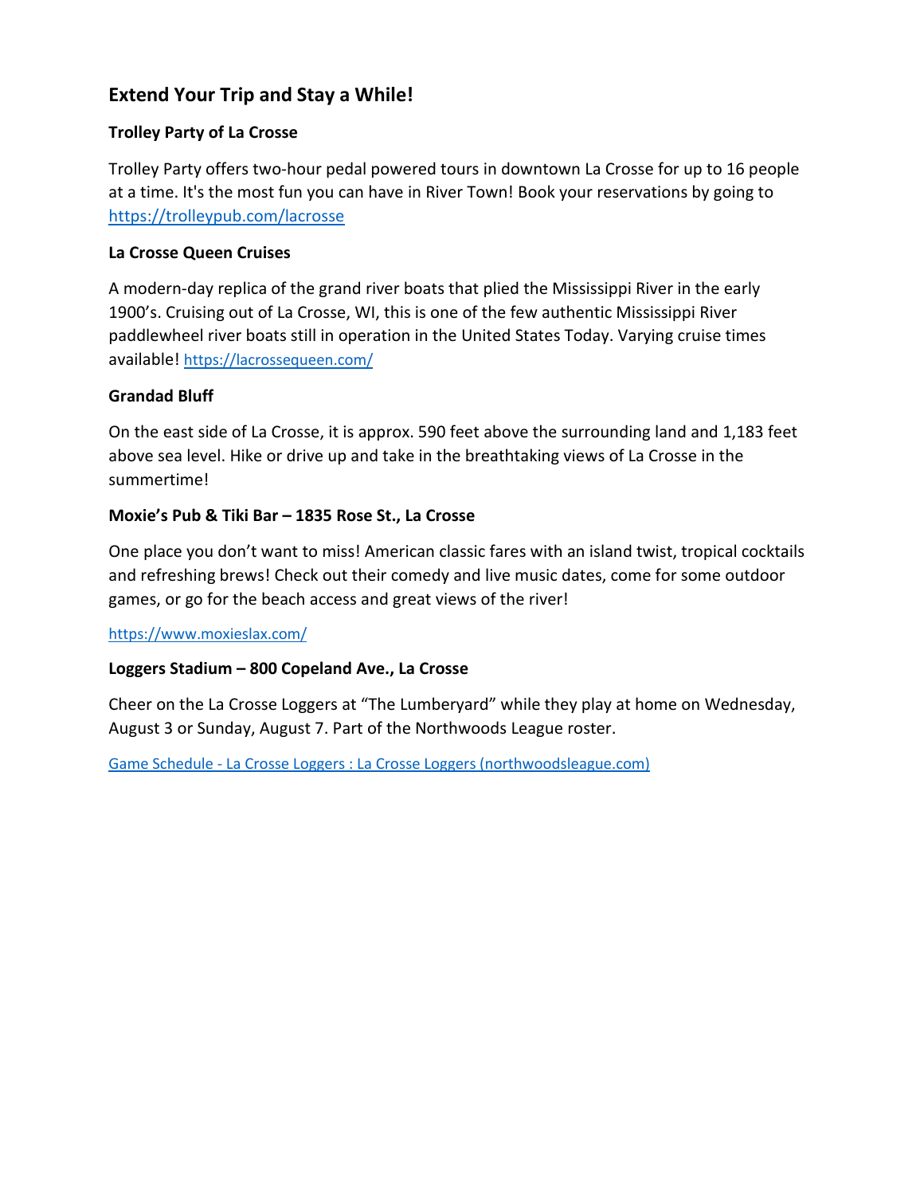## Extend Your Trip and Stay a While!

**Trolley Party of La Crosse**

Trolley Party offers two-hour pedal powered tours in downtown La Crosse for up to 16 people at a time. It's the most fun you can have in River Town! Book your reservations by going to https://trolleypub.com/lacrosse

**La Crosse Queen Cruises**

A modern-day replica of the grand river boats that plied the Mississippi River in the early 1900's. Cruising out of La Crosse, WI, this is one of the few authentic Mississippi River paddlewheel river boats still in operation in the United States Today. Varying cruise times available! https://lacrossequeen.com/

**Grandad Bluff**

On the east side of La Crosse, it is approx. 590 feet above the surrounding land and 1,183 feet above sea level. Hike or drive up and take in the breathtaking views of La Crosse in the summertime!

**Moxie's Pub & Tiki Bar – 1835 Rose St., La Crosse**

One place you don't want to miss! American classic fares with an island twist, tropical cocktails and refreshing brews! Check out their comedy and live music dates, come for some outdoor games, or go for the beach access and great views of the river!

https://www.moxieslax.com/

**Loggers Stadium – 800 Copeland Ave., La Crosse**

Cheer on the La Crosse Loggers at "The Lumberyard" while they play at home on Wednesday, August 3 or Sunday, August 7. Part of the Northwoods League roster.

Game Schedule - La Crosse Loggers : La Crosse Loggers (northwoodsleague.com)